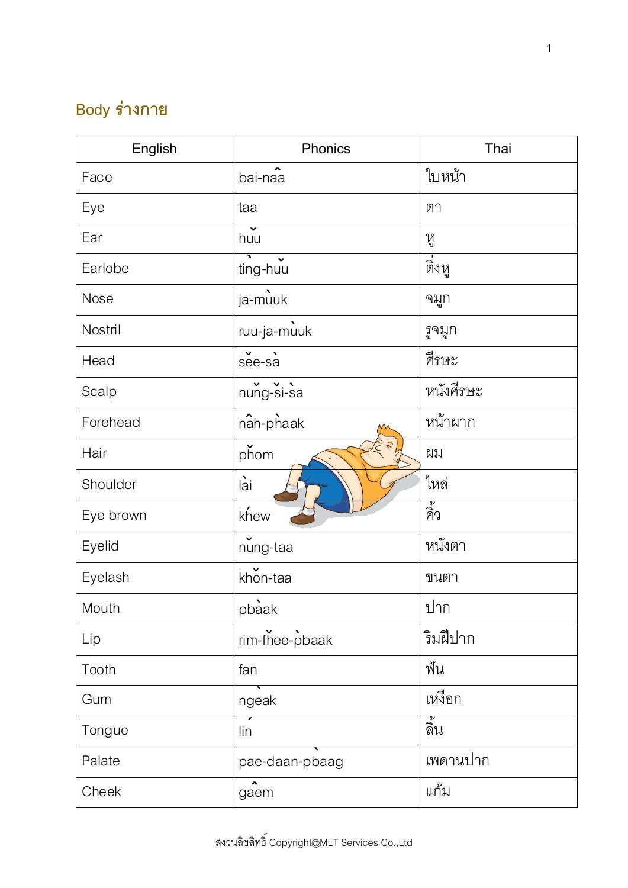## Body ร่างกาย

| English | Phonics | Thai |
|---|---|---|
| Face | bai-nâa | ใบหน้า |
| Eye | taa | ตา |
| Ear | hǔu | หู |
| Earlobe | tìng-hǔu | ติ่งหู |
| Nose | ja-mùuk | จมูก |
| Nostril | ruu-ja-mùuk | รูจมูก |
| Head | sěe-sà | ศีรษะ |
| Scalp | nǔng-sǐ-sà | หนังศีรษะ |
| Forehead | nâh-phàak | หน้าผาก |
| Hair | phǒm | ผม |
| Shoulder | lài | ไหล่ |
| Eye brown | khíew | คิ้ว |
| Eyelid | nǔng-taa | หนังตา |
| Eyelash | khǒn-taa | ขนตา |
| Mouth | pbàak | ปาก |
| Lip | rim-fǐee-pbàak | ริมฝีปาก |
| Tooth | fan | ฟัน |
| Gum | ngèak | เหงือก |
| Tongue | lín | ลิ้น |
| Palate | pae-daan-pbàag | เพดานปาก |
| Cheek | gâem | แก้ม |

สงวนลิขสิทธิ์ Copyright@MLT Services Co.,Ltd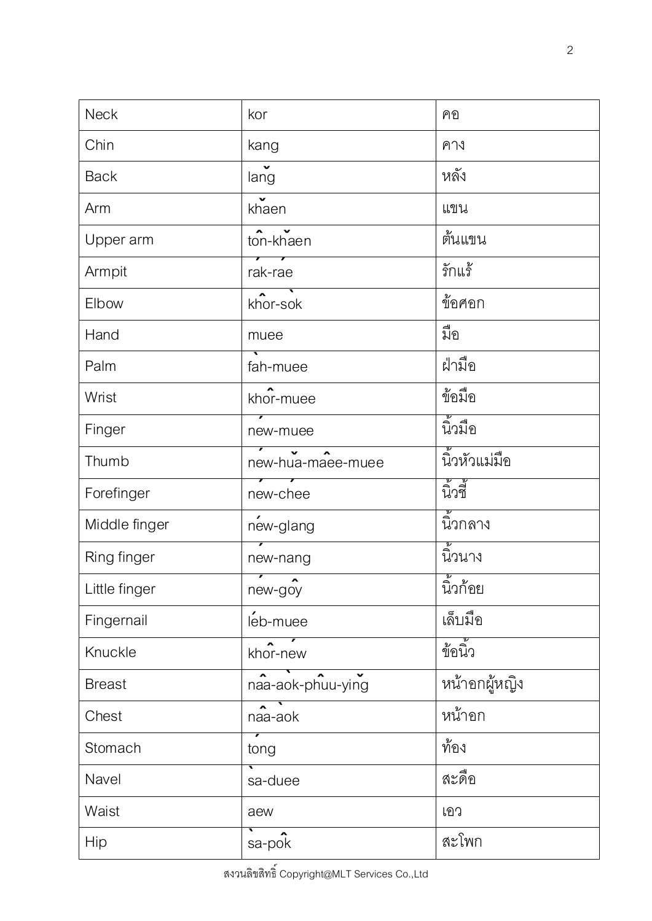| Neck | kor | คอ |
|---|---|---|
| Chin | kang | คาง |
| Back | lǎng | หลัง |
| Arm | khǎen | แขน |
| Upper arm | tôn-khǎen | ต้นแขน |
| Armpit | rák-ráe | รักแร้ |
| Elbow | khôr-sòk | ข้อศอก |
| Hand | muee | มือ |
| Palm | fàh-muee | ฝ่ามือ |
| Wrist | khôr-muee | ข้อมือ |
| Finger | néw-muee | นิ้วมือ |
| Thumb | néw-hǔa-mâee-muee | นิ้วหัวแม่มือ |
| Forefinger | néw-chée | นิ้วชี้ |
| Middle finger | néw-glang | นิ้วกลาง |
| Ring finger | néw-nang | นิ้วนาง |
| Little finger | néw-gôy | นิ้วก้อย |
| Fingernail | léb-muee | เล็บมือ |
| Knuckle | khôr-néw | ข้อนิ้ว |
| Breast | nâa-àok-phûu-yǐng | หน้าอกผู้หญิง |
| Chest | nâa-àok | หน้าอก |
| Stomach | tóng | ท้อง |
| Navel | sà-duee | สะดือ |
| Waist | aew | เอว |
| Hip | sà-pôk | สะโพก |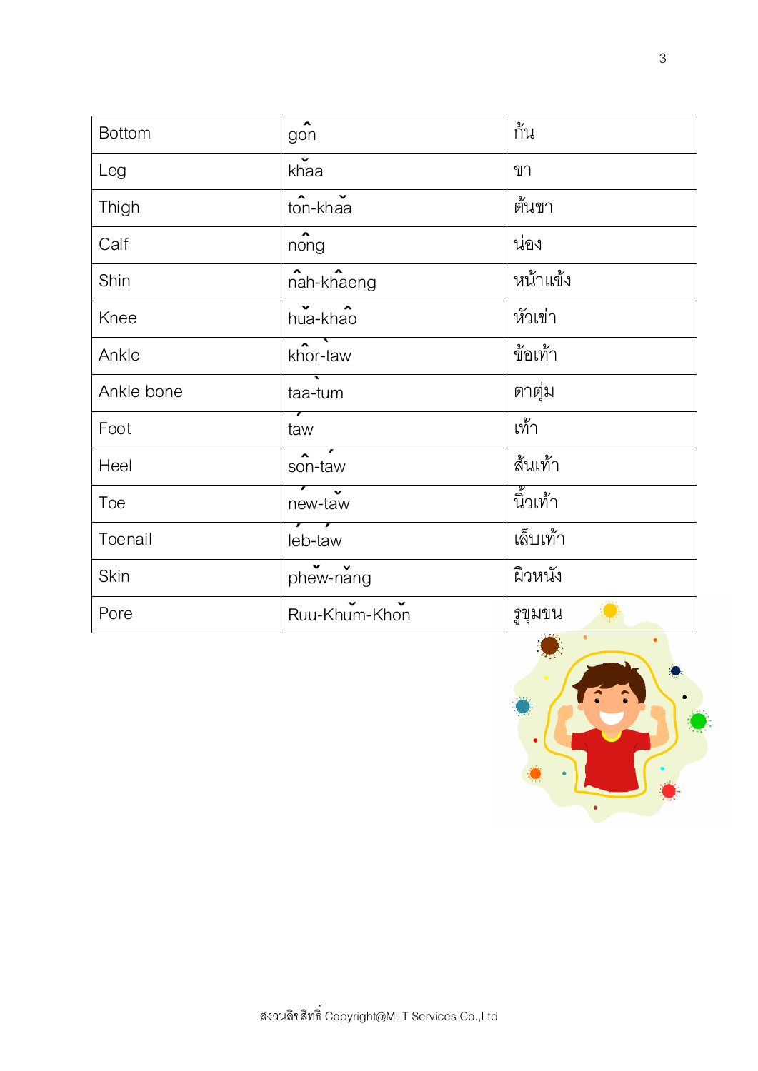| Bottom | gôn | ก้น |
| --- | --- | --- |
| Leg | khǎa | ขา |
| Thigh | tôn-khǎa | ต้นขา |
| Calf | nông | น่อง |
| Shin | nâh-khâeng | หน้าแข้ง |
| Knee | hǔa-khâo | หัวเข่า |
| Ankle | khôr-tàw | ข้อเท้า |
| Ankle bone | taa-tùm | ตาตุ่ม |
| Foot | táw | เท้า |
| Heel | sôn-táw | ส้นเท้า |
| Toe | néw-tǎw | นิ้วเท้า |
| Toenail | léb-táw | เล็บเท้า |
| Skin | phěw-nǎng | ผิวหนัง |
| Pore | Ruu-Khǔm-Khǒn | รูขุมขน |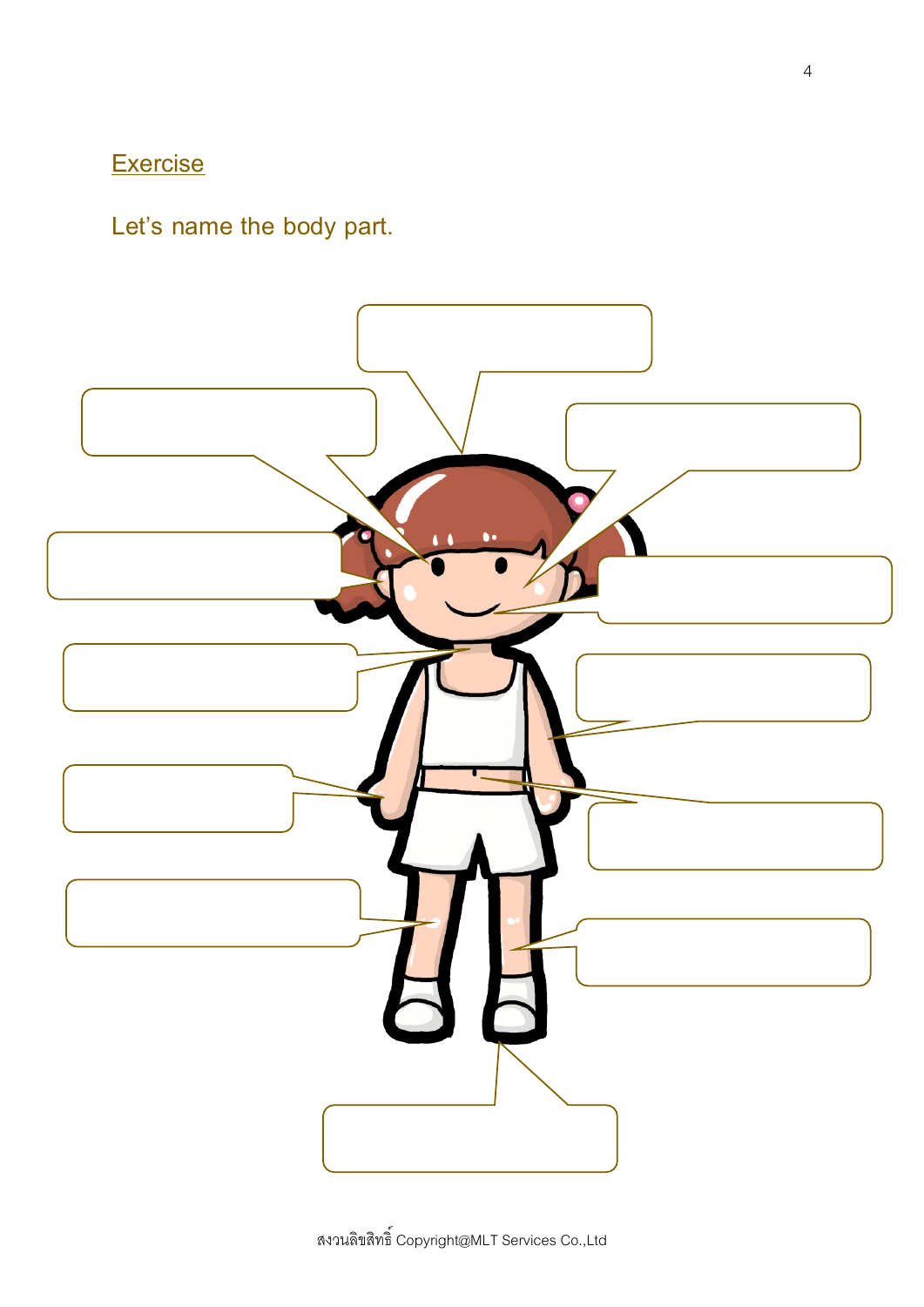## Exercise

Let’s name the body part.